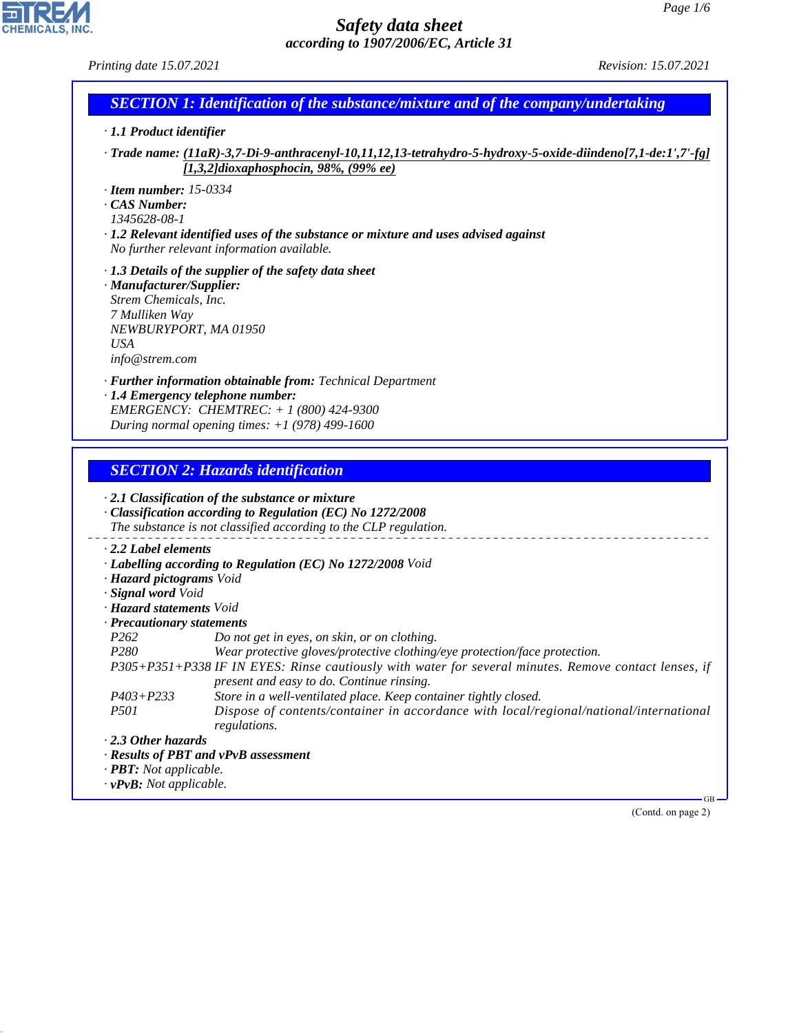# Safety data sheet

*according to 1907/2006/EC, Article 31*

*Printing date 15.07.2021* — *Revision: 15.07.2021*

## SECTION 1: Identification of the substance/mixture and of the company/undertaking

· **1.1 Product identifier**

· **Trade name:** **(11aR)-3,7-Di-9-anthracenyl-10,11,12,13-tetrahydro-5-hydroxy-5-oxide-diindeno[7,1-de:1',7'-fg][1,3,2]dioxaphosphocin, 98%, (99% ee)**

· **Item number:** 15-0334

· **CAS Number:**
1345628-08-1

· **1.2 Relevant identified uses of the substance or mixture and uses advised against**
No further relevant information available.

· **1.3 Details of the supplier of the safety data sheet**

· **Manufacturer/Supplier:**
Strem Chemicals, Inc.
7 Mulliken Way
NEWBURYPORT, MA 01950
USA
info@strem.com

· **Further information obtainable from:** Technical Department

· **1.4 Emergency telephone number:**
EMERGENCY: CHEMTREC: + 1 (800) 424-9300
During normal opening times: +1 (978) 499-1600

## SECTION 2: Hazards identification

· **2.1 Classification of the substance or mixture**

· **Classification according to Regulation (EC) No 1272/2008**
The substance is not classified according to the CLP regulation.

· **2.2 Label elements**

· **Labelling according to Regulation (EC) No 1272/2008** Void

· **Hazard pictograms** Void

· **Signal word** Void

· **Hazard statements** Void

· **Precautionary statements**

| | |
|---|---|
| P262 | Do not get in eyes, on skin, or on clothing. |
| P280 | Wear protective gloves/protective clothing/eye protection/face protection. |
| P305+P351+P338 | IF IN EYES: Rinse cautiously with water for several minutes. Remove contact lenses, if present and easy to do. Continue rinsing. |
| P403+P233 | Store in a well-ventilated place. Keep container tightly closed. |
| P501 | Dispose of contents/container in accordance with local/regional/national/international regulations. |

· **2.3 Other hazards**

· **Results of PBT and vPvB assessment**

· **PBT:** Not applicable.

· **vPvB:** Not applicable.

(Contd. on page 2)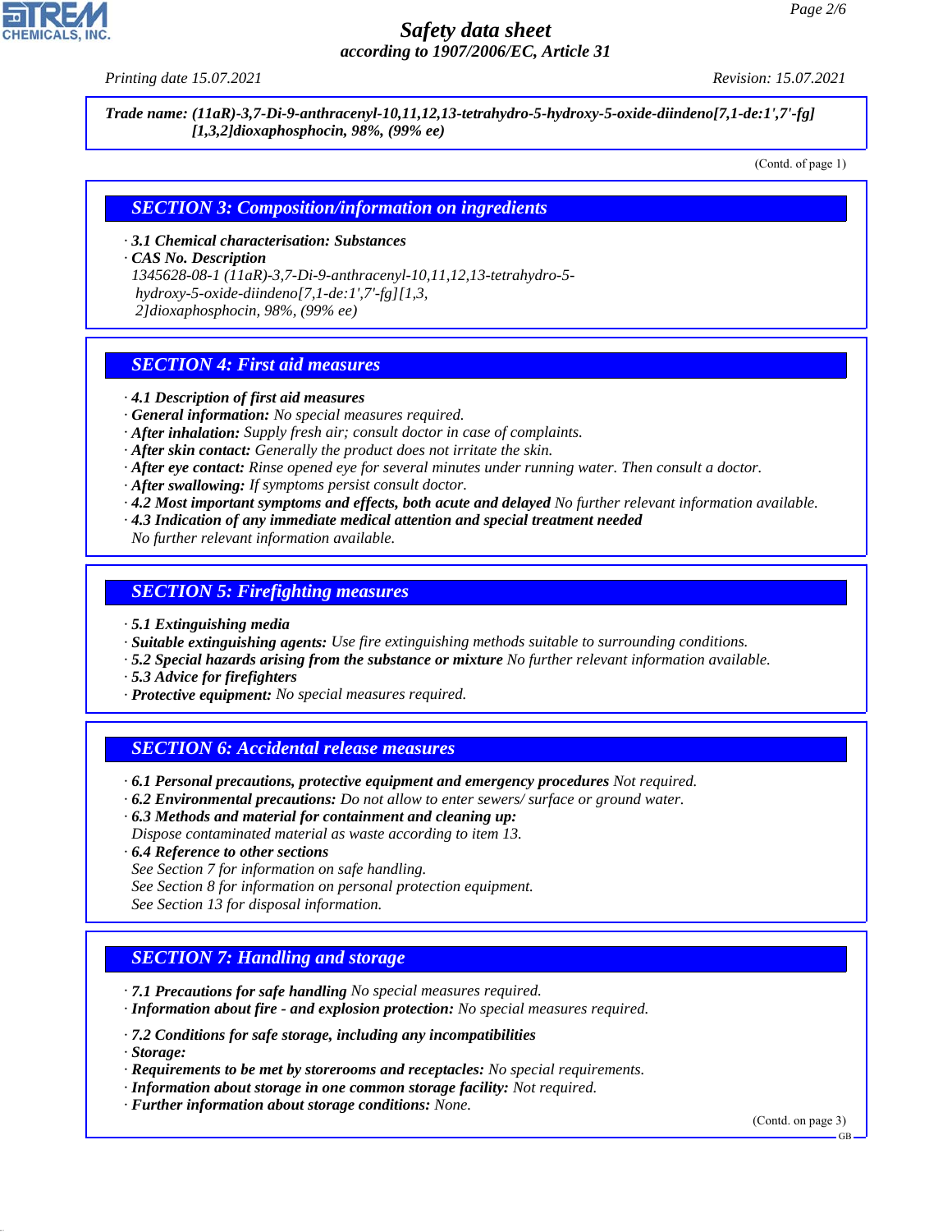**Trade name: (11aR)-3,7-Di-9-anthracenyl-10,11,12,13-tetrahydro-5-hydroxy-5-oxide-diindeno[7,1-de:1',7'-fg][1,3,2]dioxaphosphocin, 98%, (99% ee)**

(Contd. of page 1)

## SECTION 3: Composition/information on ingredients

· **3.1 Chemical characterisation: Substances**
· **CAS No. Description**
1345628-08-1 (11aR)-3,7-Di-9-anthracenyl-10,11,12,13-tetrahydro-5-hydroxy-5-oxide-diindeno[7,1-de:1',7'-fg][1,3,2]dioxaphosphocin, 98%, (99% ee)

## SECTION 4: First aid measures

· **4.1 Description of first aid measures**
· **General information:** No special measures required.
· **After inhalation:** Supply fresh air; consult doctor in case of complaints.
· **After skin contact:** Generally the product does not irritate the skin.
· **After eye contact:** Rinse opened eye for several minutes under running water. Then consult a doctor.
· **After swallowing:** If symptoms persist consult doctor.
· **4.2 Most important symptoms and effects, both acute and delayed** No further relevant information available.
· **4.3 Indication of any immediate medical attention and special treatment needed**
No further relevant information available.

## SECTION 5: Firefighting measures

· **5.1 Extinguishing media**
· **Suitable extinguishing agents:** Use fire extinguishing methods suitable to surrounding conditions.
· **5.2 Special hazards arising from the substance or mixture** No further relevant information available.
· **5.3 Advice for firefighters**
· **Protective equipment:** No special measures required.

## SECTION 6: Accidental release measures

· **6.1 Personal precautions, protective equipment and emergency procedures** Not required.
· **6.2 Environmental precautions:** Do not allow to enter sewers/ surface or ground water.
· **6.3 Methods and material for containment and cleaning up:**
Dispose contaminated material as waste according to item 13.
· **6.4 Reference to other sections**
See Section 7 for information on safe handling.
See Section 8 for information on personal protection equipment.
See Section 13 for disposal information.

## SECTION 7: Handling and storage

· **7.1 Precautions for safe handling** No special measures required.
· **Information about fire - and explosion protection:** No special measures required.

· **7.2 Conditions for safe storage, including any incompatibilities**
· **Storage:**
· **Requirements to be met by storerooms and receptacles:** No special requirements.
· **Information about storage in one common storage facility:** Not required.
· **Further information about storage conditions:** None.

(Contd. on page 3)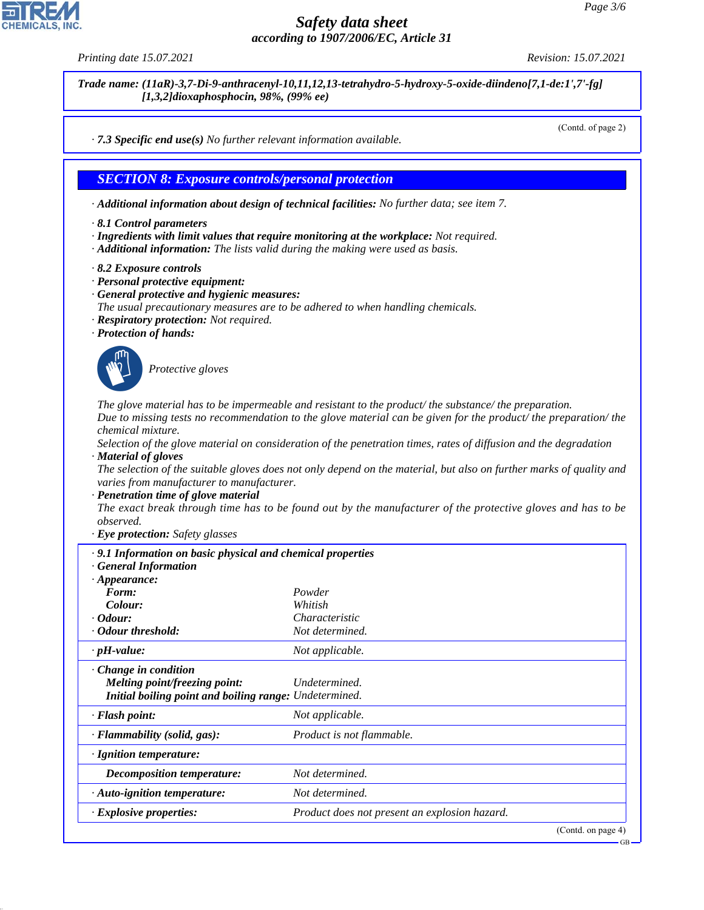**Trade name: (11aR)-3,7-Di-9-anthracenyl-10,11,12,13-tetrahydro-5-hydroxy-5-oxide-diindeno[7,1-de:1',7'-fg][1,3,2]dioxaphosphocin, 98%, (99% ee)**

(Contd. of page 2)

· **7.3 Specific end use(s)** No further relevant information available.

## SECTION 8: Exposure controls/personal protection

· **Additional information about design of technical facilities:** No further data; see item 7.

· **8.1 Control parameters**
· **Ingredients with limit values that require monitoring at the workplace:** Not required.
· **Additional information:** The lists valid during the making were used as basis.

· **8.2 Exposure controls**
· **Personal protective equipment:**
· **General protective and hygienic measures:**
The usual precautionary measures are to be adhered to when handling chemicals.
· **Respiratory protection:** Not required.
· **Protection of hands:**

Protective gloves

The glove material has to be impermeable and resistant to the product/ the substance/ the preparation.
Due to missing tests no recommendation to the glove material can be given for the product/ the preparation/ the chemical mixture.
Selection of the glove material on consideration of the penetration times, rates of diffusion and the degradation
· **Material of gloves**
The selection of the suitable gloves does not only depend on the material, but also on further marks of quality and varies from manufacturer to manufacturer.
· **Penetration time of glove material**
The exact break through time has to be found out by the manufacturer of the protective gloves and has to be observed.
· **Eye protection:** Safety glasses

| · **9.1 Information on basic physical and chemical properties** | |
|---|---|
| · **General Information** | |
| · **Appearance:** | |
| **Form:** | Powder |
| **Colour:** | Whitish |
| · **Odour:** | Characteristic |
| · **Odour threshold:** | Not determined. |
| · **pH-value:** | Not applicable. |
| · **Change in condition** | |
| **Melting point/freezing point:** | Undetermined. |
| **Initial boiling point and boiling range:** | Undetermined. |
| · **Flash point:** | Not applicable. |
| · **Flammability (solid, gas):** | Product is not flammable. |
| · **Ignition temperature:** | |
| **Decomposition temperature:** | Not determined. |
| · **Auto-ignition temperature:** | Not determined. |
| · **Explosive properties:** | Product does not present an explosion hazard. |

(Contd. on page 4)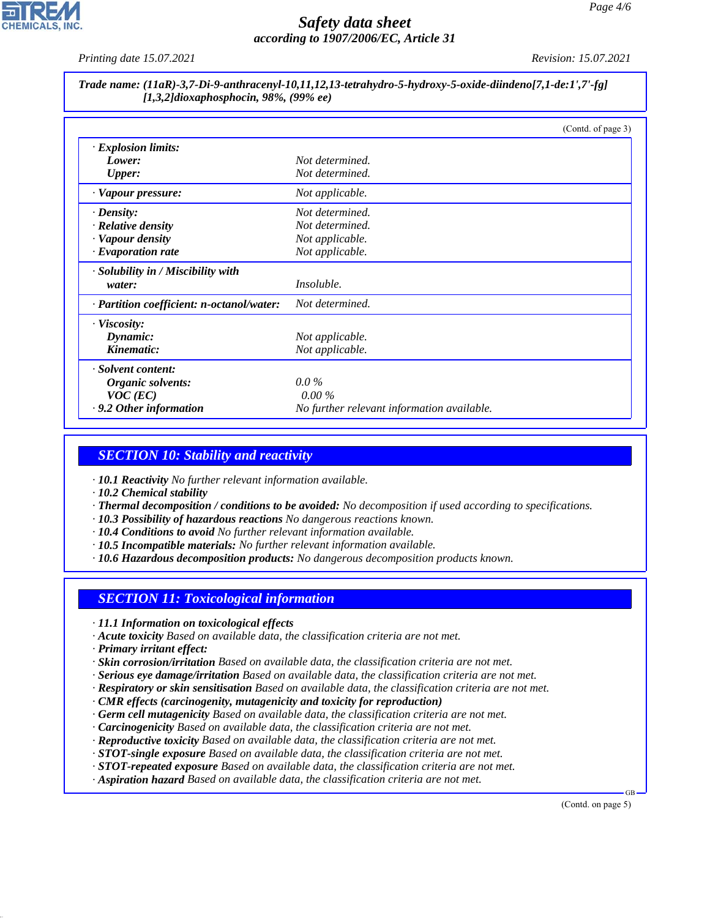**Trade name: (11aR)-3,7-Di-9-anthracenyl-10,11,12,13-tetrahydro-5-hydroxy-5-oxide-diindeno[7,1-de:1',7'-fg][1,3,2]dioxaphosphocin, 98%, (99% ee)**

(Contd. of page 3)

| | |
|---|---|
| · **Explosion limits:** | |
| **Lower:** | Not determined. |
| **Upper:** | Not determined. |
| · **Vapour pressure:** | Not applicable. |
| · **Density:** | Not determined. |
| · **Relative density** | Not determined. |
| · **Vapour density** | Not applicable. |
| · **Evaporation rate** | Not applicable. |
| · **Solubility in / Miscibility with water:** | Insoluble. |
| · **Partition coefficient: n-octanol/water:** | Not determined. |
| · **Viscosity:** | |
| **Dynamic:** | Not applicable. |
| **Kinematic:** | Not applicable. |
| · **Solvent content:** | |
| **Organic solvents:** | 0.0 % |
| **VOC (EC)** | 0.00 % |
| · **9.2 Other information** | No further relevant information available. |

## SECTION 10: Stability and reactivity

- · **10.1 Reactivity** No further relevant information available.
- · **10.2 Chemical stability**
- · **Thermal decomposition / conditions to be avoided:** No decomposition if used according to specifications.
- · **10.3 Possibility of hazardous reactions** No dangerous reactions known.
- · **10.4 Conditions to avoid** No further relevant information available.
- · **10.5 Incompatible materials:** No further relevant information available.
- · **10.6 Hazardous decomposition products:** No dangerous decomposition products known.

## SECTION 11: Toxicological information

- · **11.1 Information on toxicological effects**
- · **Acute toxicity** Based on available data, the classification criteria are not met.
- · **Primary irritant effect:**
- · **Skin corrosion/irritation** Based on available data, the classification criteria are not met.
- · **Serious eye damage/irritation** Based on available data, the classification criteria are not met.
- · **Respiratory or skin sensitisation** Based on available data, the classification criteria are not met.
- · **CMR effects (carcinogenity, mutagenicity and toxicity for reproduction)**
- · **Germ cell mutagenicity** Based on available data, the classification criteria are not met.
- · **Carcinogenicity** Based on available data, the classification criteria are not met.
- · **Reproductive toxicity** Based on available data, the classification criteria are not met.
- · **STOT-single exposure** Based on available data, the classification criteria are not met.
- · **STOT-repeated exposure** Based on available data, the classification criteria are not met.
- · **Aspiration hazard** Based on available data, the classification criteria are not met.

(Contd. on page 5)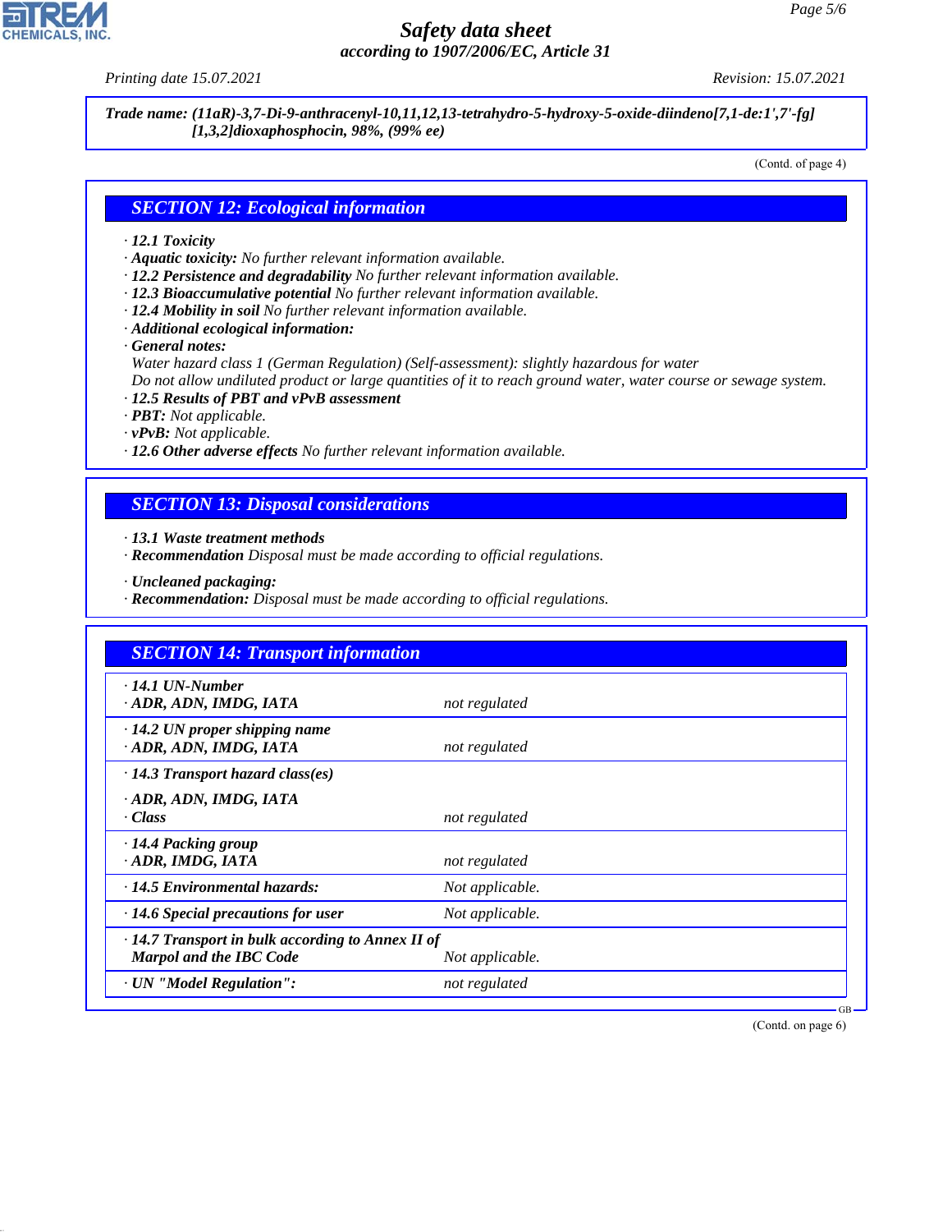Trade name: (11aR)-3,7-Di-9-anthracenyl-10,11,12,13-tetrahydro-5-hydroxy-5-oxide-diindeno[7,1-de:1',7'-fg][1,3,2]dioxaphosphocin, 98%, (99% ee)

(Contd. of page 4)

## SECTION 12: Ecological information

· **12.1 Toxicity**
· **Aquatic toxicity:** No further relevant information available.
· **12.2 Persistence and degradability** No further relevant information available.
· **12.3 Bioaccumulative potential** No further relevant information available.
· **12.4 Mobility in soil** No further relevant information available.
· **Additional ecological information:**
· **General notes:**
Water hazard class 1 (German Regulation) (Self-assessment): slightly hazardous for water
Do not allow undiluted product or large quantities of it to reach ground water, water course or sewage system.
· **12.5 Results of PBT and vPvB assessment**
· **PBT:** Not applicable.
· **vPvB:** Not applicable.
· **12.6 Other adverse effects** No further relevant information available.

## SECTION 13: Disposal considerations

· **13.1 Waste treatment methods**
· **Recommendation** Disposal must be made according to official regulations.

· **Uncleaned packaging:**
· **Recommendation:** Disposal must be made according to official regulations.

## SECTION 14: Transport information

| | |
|---|---|
| · **14.1 UN-Number** | |
| · **ADR, ADN, IMDG, IATA** | not regulated |
| · **14.2 UN proper shipping name** | |
| · **ADR, ADN, IMDG, IATA** | not regulated |
| · **14.3 Transport hazard class(es)** | |
| · **ADR, ADN, IMDG, IATA** | |
| · **Class** | not regulated |
| · **14.4 Packing group** | |
| · **ADR, IMDG, IATA** | not regulated |
| · **14.5 Environmental hazards:** | Not applicable. |
| · **14.6 Special precautions for user** | Not applicable. |
| · **14.7 Transport in bulk according to Annex II of Marpol and the IBC Code** | Not applicable. |
| · **UN "Model Regulation":** | not regulated |

(Contd. on page 6)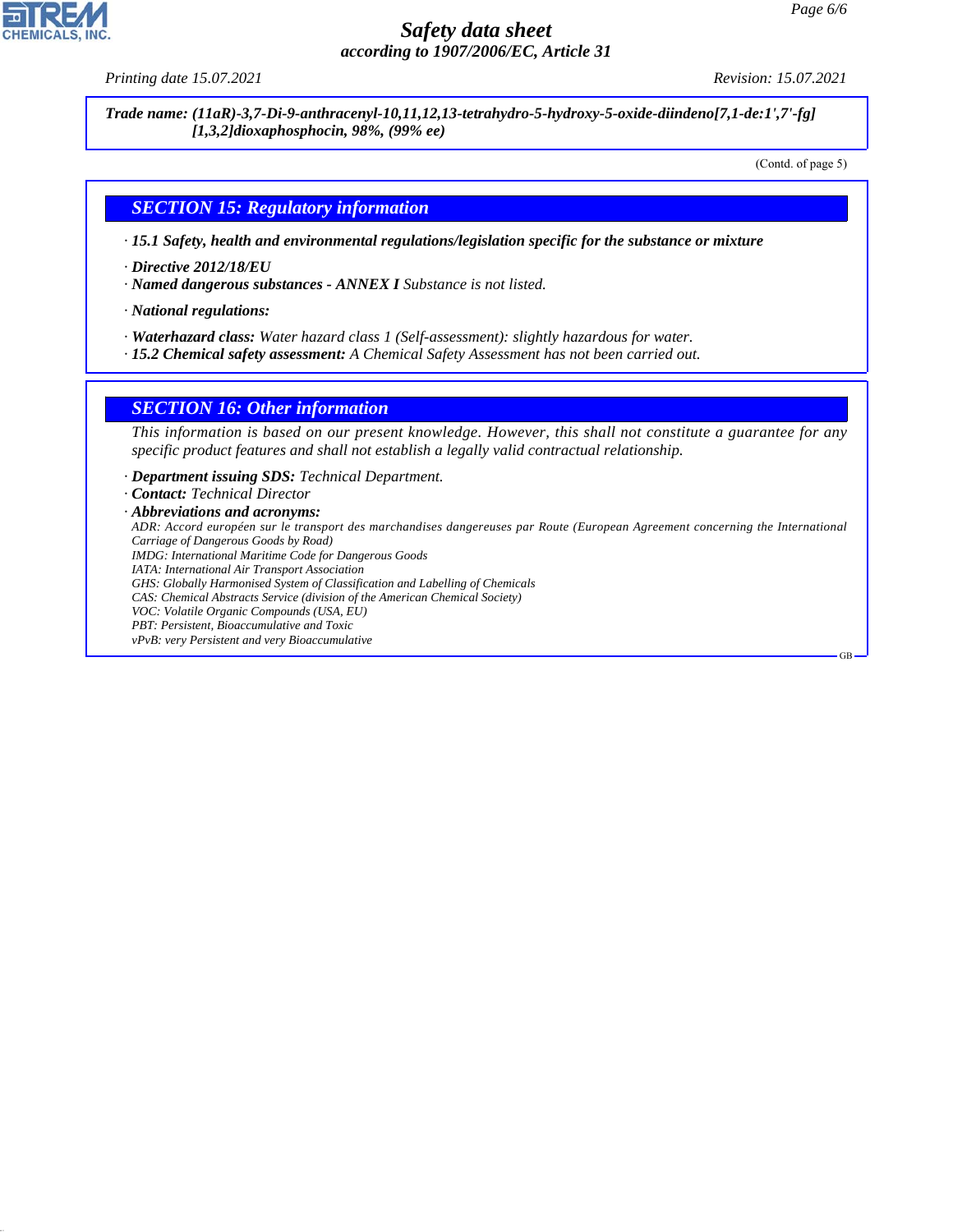**Trade name: (11aR)-3,7-Di-9-anthracenyl-10,11,12,13-tetrahydro-5-hydroxy-5-oxide-diindeno[7,1-de:1',7'-fg][1,3,2]dioxaphosphocin, 98%, (99% ee)**

(Contd. of page 5)

## SECTION 15: Regulatory information

· **15.1 Safety, health and environmental regulations/legislation specific for the substance or mixture**

· **Directive 2012/18/EU**
· **Named dangerous substances - ANNEX I** Substance is not listed.

· **National regulations:**

· **Waterhazard class:** Water hazard class 1 (Self-assessment): slightly hazardous for water.
· **15.2 Chemical safety assessment:** A Chemical Safety Assessment has not been carried out.

## SECTION 16: Other information

This information is based on our present knowledge. However, this shall not constitute a guarantee for any specific product features and shall not establish a legally valid contractual relationship.

· **Department issuing SDS:** Technical Department.
· **Contact:** Technical Director
· **Abbreviations and acronyms:**
ADR: Accord européen sur le transport des marchandises dangereuses par Route (European Agreement concerning the International Carriage of Dangerous Goods by Road)
IMDG: International Maritime Code for Dangerous Goods
IATA: International Air Transport Association
GHS: Globally Harmonised System of Classification and Labelling of Chemicals
CAS: Chemical Abstracts Service (division of the American Chemical Society)
VOC: Volatile Organic Compounds (USA, EU)
PBT: Persistent, Bioaccumulative and Toxic
vPvB: very Persistent and very Bioaccumulative